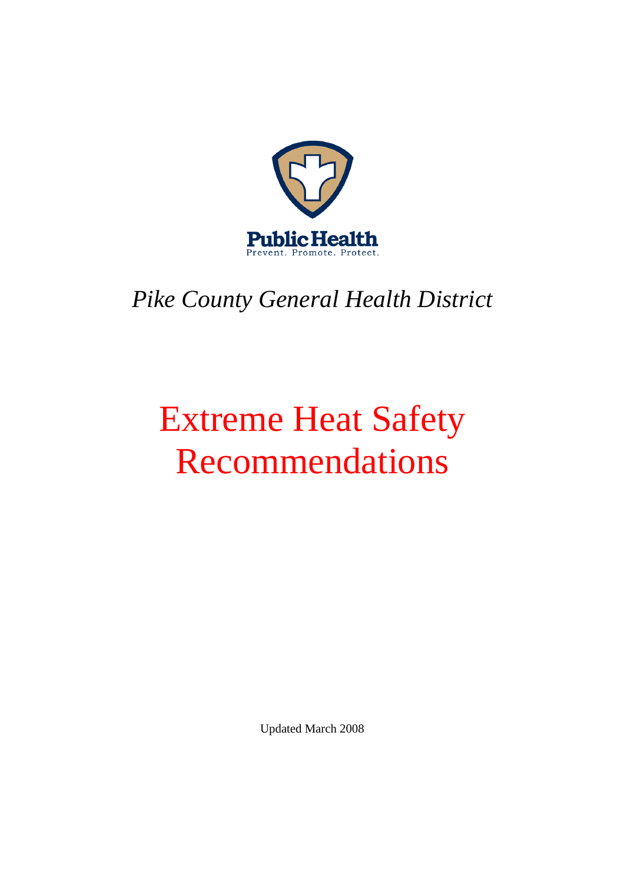Public Health

Prevent. Promote. Protect.

*Pike County General Health District*

# Extreme Heat Safety Recommendations

Updated March 2008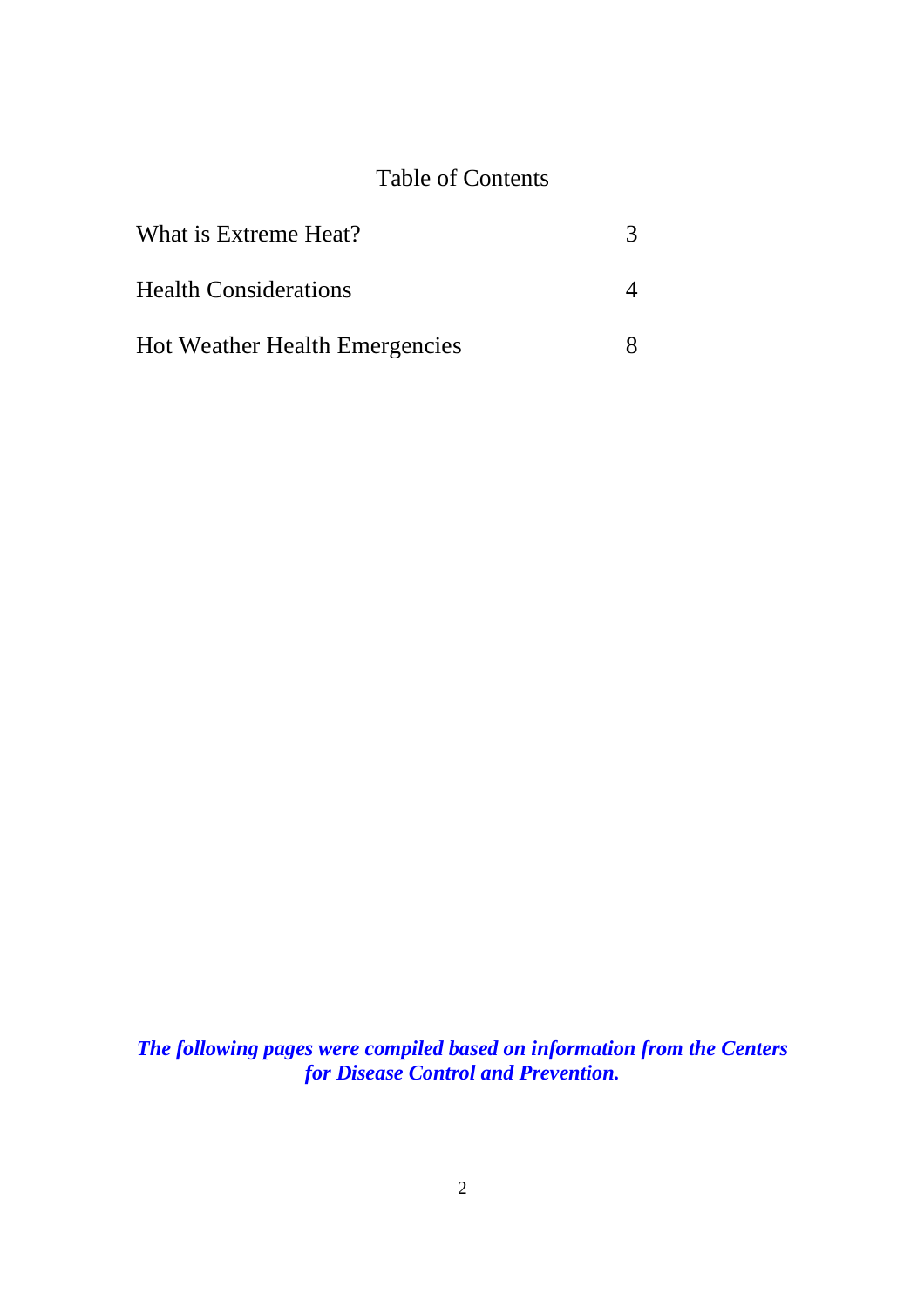# Table of Contents

| | |
|---|---|
| What is Extreme Heat? | 3 |
| Health Considerations | 4 |
| Hot Weather Health Emergencies | 8 |

***The following pages were compiled based on information from the Centers for Disease Control and Prevention.***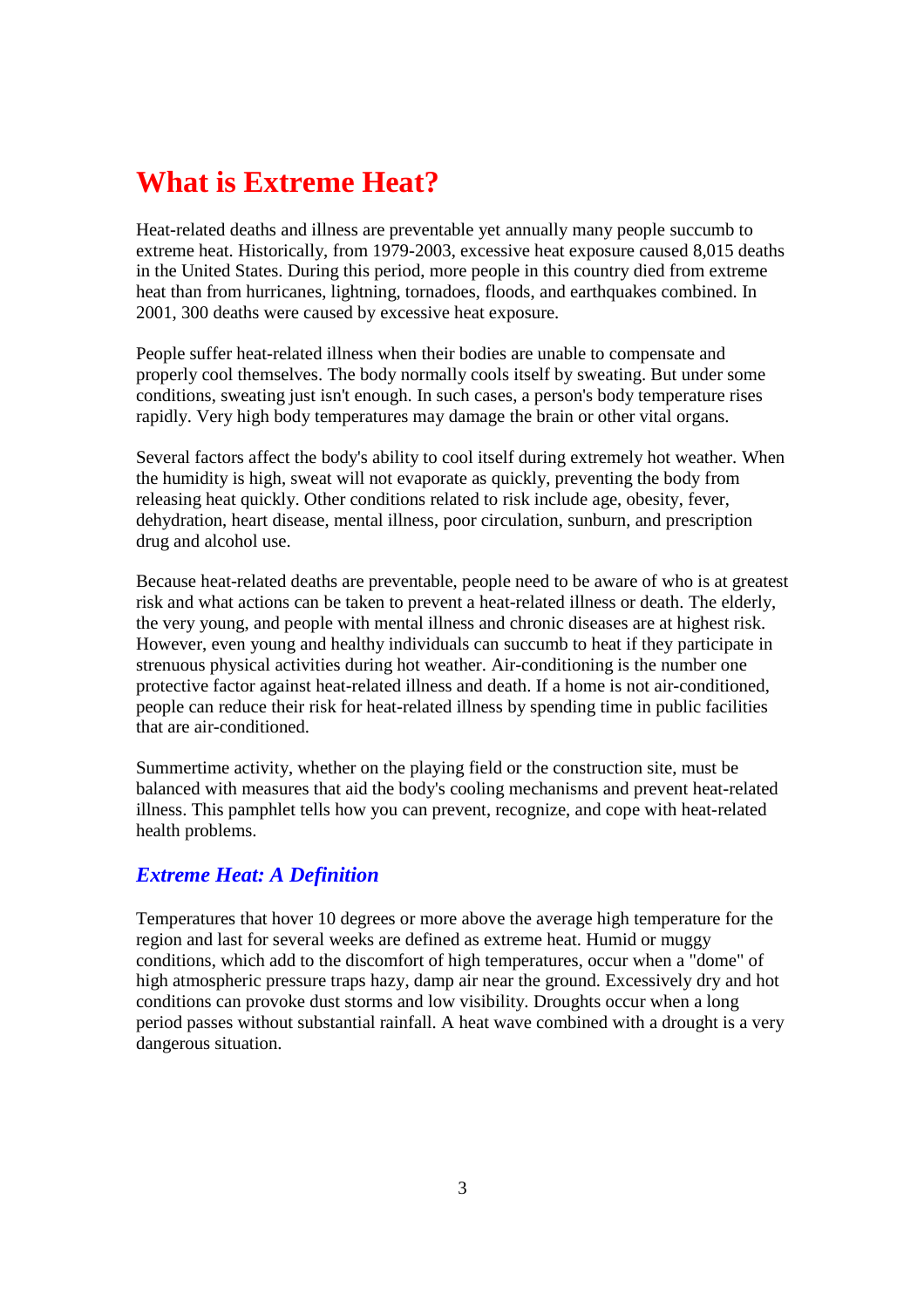# What is Extreme Heat?

Heat-related deaths and illness are preventable yet annually many people succumb to extreme heat. Historically, from 1979-2003, excessive heat exposure caused 8,015 deaths in the United States. During this period, more people in this country died from extreme heat than from hurricanes, lightning, tornadoes, floods, and earthquakes combined. In 2001, 300 deaths were caused by excessive heat exposure.

People suffer heat-related illness when their bodies are unable to compensate and properly cool themselves. The body normally cools itself by sweating. But under some conditions, sweating just isn't enough. In such cases, a person's body temperature rises rapidly. Very high body temperatures may damage the brain or other vital organs.

Several factors affect the body's ability to cool itself during extremely hot weather. When the humidity is high, sweat will not evaporate as quickly, preventing the body from releasing heat quickly. Other conditions related to risk include age, obesity, fever, dehydration, heart disease, mental illness, poor circulation, sunburn, and prescription drug and alcohol use.

Because heat-related deaths are preventable, people need to be aware of who is at greatest risk and what actions can be taken to prevent a heat-related illness or death. The elderly, the very young, and people with mental illness and chronic diseases are at highest risk. However, even young and healthy individuals can succumb to heat if they participate in strenuous physical activities during hot weather. Air-conditioning is the number one protective factor against heat-related illness and death. If a home is not air-conditioned, people can reduce their risk for heat-related illness by spending time in public facilities that are air-conditioned.

Summertime activity, whether on the playing field or the construction site, must be balanced with measures that aid the body's cooling mechanisms and prevent heat-related illness. This pamphlet tells how you can prevent, recognize, and cope with heat-related health problems.

## *Extreme Heat: A Definition*

Temperatures that hover 10 degrees or more above the average high temperature for the region and last for several weeks are defined as extreme heat. Humid or muggy conditions, which add to the discomfort of high temperatures, occur when a "dome" of high atmospheric pressure traps hazy, damp air near the ground. Excessively dry and hot conditions can provoke dust storms and low visibility. Droughts occur when a long period passes without substantial rainfall. A heat wave combined with a drought is a very dangerous situation.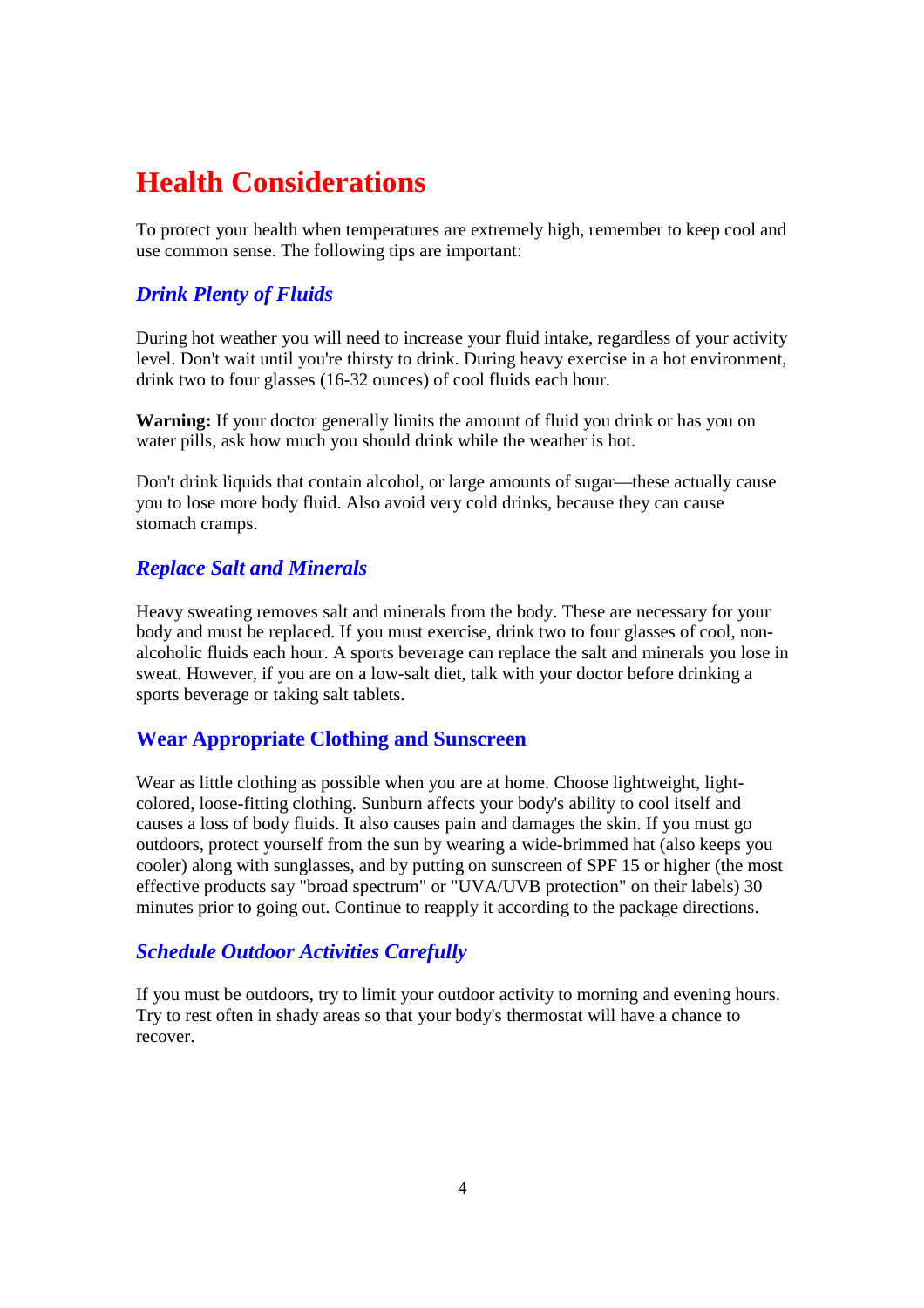# Health Considerations

To protect your health when temperatures are extremely high, remember to keep cool and use common sense. The following tips are important:

## *Drink Plenty of Fluids*

During hot weather you will need to increase your fluid intake, regardless of your activity level. Don't wait until you're thirsty to drink. During heavy exercise in a hot environment, drink two to four glasses (16-32 ounces) of cool fluids each hour.

**Warning:** If your doctor generally limits the amount of fluid you drink or has you on water pills, ask how much you should drink while the weather is hot.

Don't drink liquids that contain alcohol, or large amounts of sugar—these actually cause you to lose more body fluid. Also avoid very cold drinks, because they can cause stomach cramps.

## *Replace Salt and Minerals*

Heavy sweating removes salt and minerals from the body. These are necessary for your body and must be replaced. If you must exercise, drink two to four glasses of cool, non-alcoholic fluids each hour. A sports beverage can replace the salt and minerals you lose in sweat. However, if you are on a low-salt diet, talk with your doctor before drinking a sports beverage or taking salt tablets.

## Wear Appropriate Clothing and Sunscreen

Wear as little clothing as possible when you are at home. Choose lightweight, light-colored, loose-fitting clothing. Sunburn affects your body's ability to cool itself and causes a loss of body fluids. It also causes pain and damages the skin. If you must go outdoors, protect yourself from the sun by wearing a wide-brimmed hat (also keeps you cooler) along with sunglasses, and by putting on sunscreen of SPF 15 or higher (the most effective products say "broad spectrum" or "UVA/UVB protection" on their labels) 30 minutes prior to going out. Continue to reapply it according to the package directions.

## *Schedule Outdoor Activities Carefully*

If you must be outdoors, try to limit your outdoor activity to morning and evening hours. Try to rest often in shady areas so that your body's thermostat will have a chance to recover.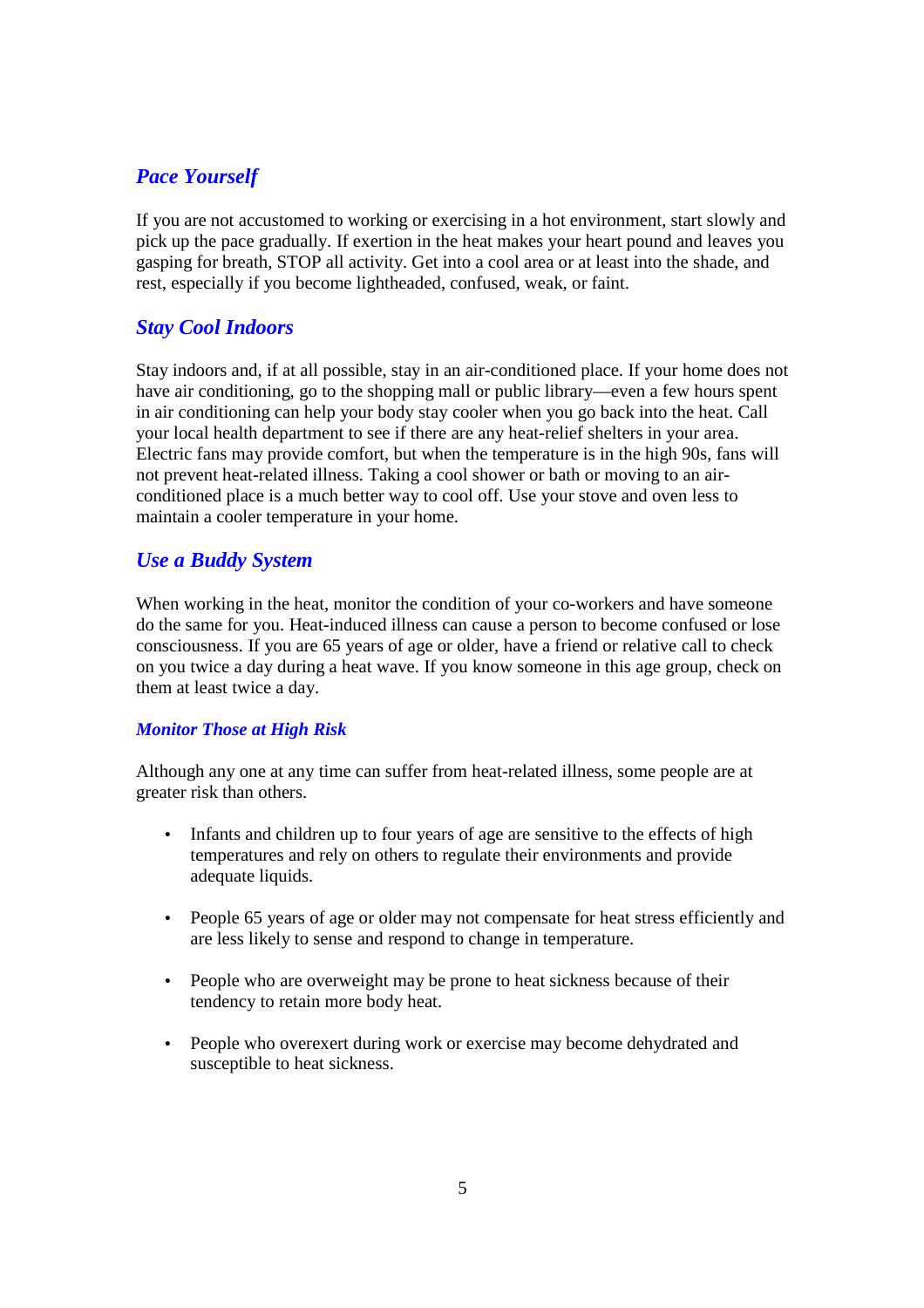## *Pace Yourself*

If you are not accustomed to working or exercising in a hot environment, start slowly and pick up the pace gradually. If exertion in the heat makes your heart pound and leaves you gasping for breath, STOP all activity. Get into a cool area or at least into the shade, and rest, especially if you become lightheaded, confused, weak, or faint.

## *Stay Cool Indoors*

Stay indoors and, if at all possible, stay in an air-conditioned place. If your home does not have air conditioning, go to the shopping mall or public library—even a few hours spent in air conditioning can help your body stay cooler when you go back into the heat. Call your local health department to see if there are any heat-relief shelters in your area. Electric fans may provide comfort, but when the temperature is in the high 90s, fans will not prevent heat-related illness. Taking a cool shower or bath or moving to an air-conditioned place is a much better way to cool off. Use your stove and oven less to maintain a cooler temperature in your home.

## *Use a Buddy System*

When working in the heat, monitor the condition of your co-workers and have someone do the same for you. Heat-induced illness can cause a person to become confused or lose consciousness. If you are 65 years of age or older, have a friend or relative call to check on you twice a day during a heat wave. If you know someone in this age group, check on them at least twice a day.

### *Monitor Those at High Risk*

Although any one at any time can suffer from heat-related illness, some people are at greater risk than others.

- Infants and children up to four years of age are sensitive to the effects of high temperatures and rely on others to regulate their environments and provide adequate liquids.
- People 65 years of age or older may not compensate for heat stress efficiently and are less likely to sense and respond to change in temperature.
- People who are overweight may be prone to heat sickness because of their tendency to retain more body heat.
- People who overexert during work or exercise may become dehydrated and susceptible to heat sickness.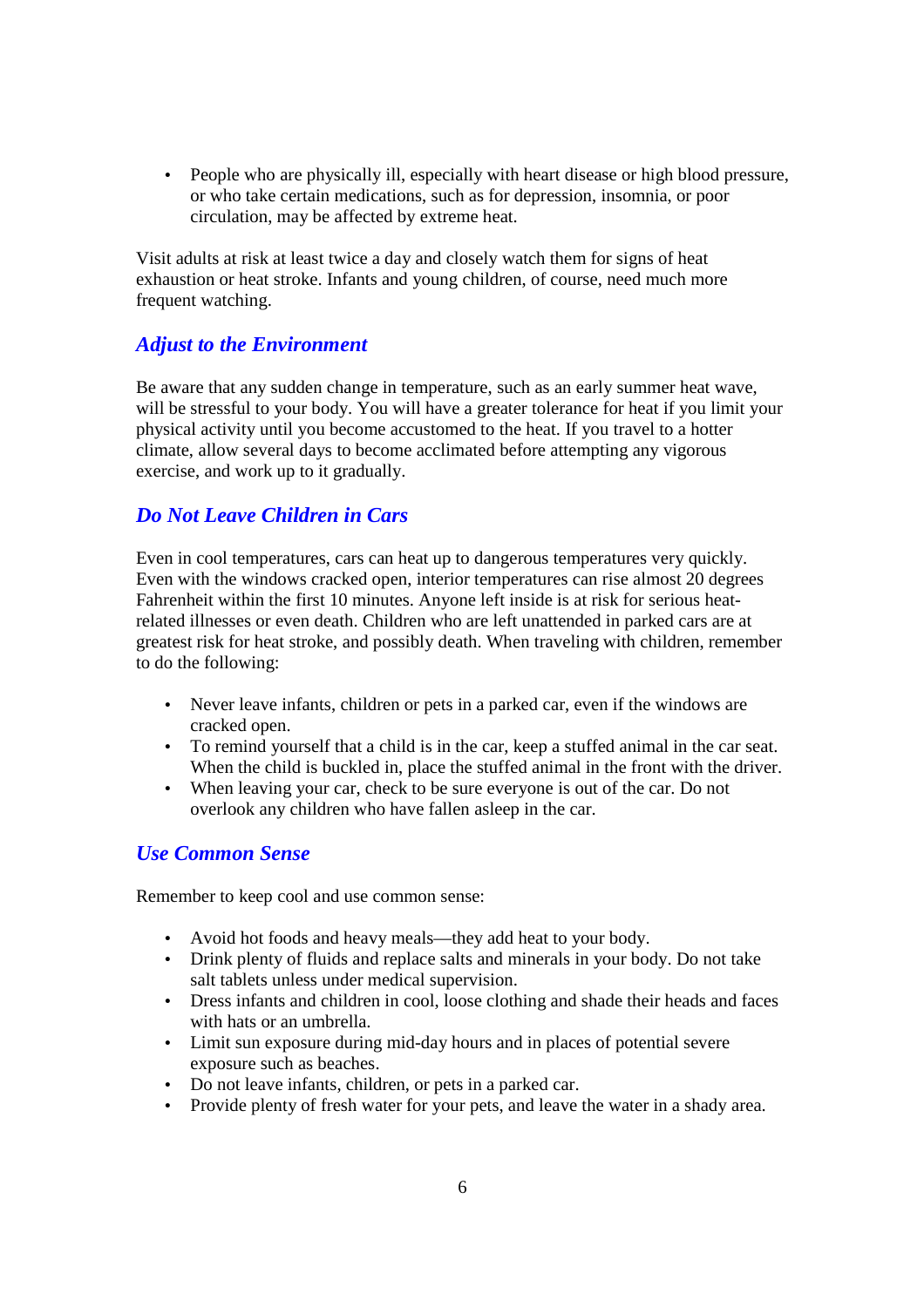- People who are physically ill, especially with heart disease or high blood pressure, or who take certain medications, such as for depression, insomnia, or poor circulation, may be affected by extreme heat.

Visit adults at risk at least twice a day and closely watch them for signs of heat exhaustion or heat stroke. Infants and young children, of course, need much more frequent watching.

### *Adjust to the Environment*

Be aware that any sudden change in temperature, such as an early summer heat wave, will be stressful to your body. You will have a greater tolerance for heat if you limit your physical activity until you become accustomed to the heat. If you travel to a hotter climate, allow several days to become acclimated before attempting any vigorous exercise, and work up to it gradually.

### *Do Not Leave Children in Cars*

Even in cool temperatures, cars can heat up to dangerous temperatures very quickly. Even with the windows cracked open, interior temperatures can rise almost 20 degrees Fahrenheit within the first 10 minutes. Anyone left inside is at risk for serious heat-related illnesses or even death. Children who are left unattended in parked cars are at greatest risk for heat stroke, and possibly death. When traveling with children, remember to do the following:

- Never leave infants, children or pets in a parked car, even if the windows are cracked open.
- To remind yourself that a child is in the car, keep a stuffed animal in the car seat. When the child is buckled in, place the stuffed animal in the front with the driver.
- When leaving your car, check to be sure everyone is out of the car. Do not overlook any children who have fallen asleep in the car.

### *Use Common Sense*

Remember to keep cool and use common sense:

- Avoid hot foods and heavy meals—they add heat to your body.
- Drink plenty of fluids and replace salts and minerals in your body. Do not take salt tablets unless under medical supervision.
- Dress infants and children in cool, loose clothing and shade their heads and faces with hats or an umbrella.
- Limit sun exposure during mid-day hours and in places of potential severe exposure such as beaches.
- Do not leave infants, children, or pets in a parked car.
- Provide plenty of fresh water for your pets, and leave the water in a shady area.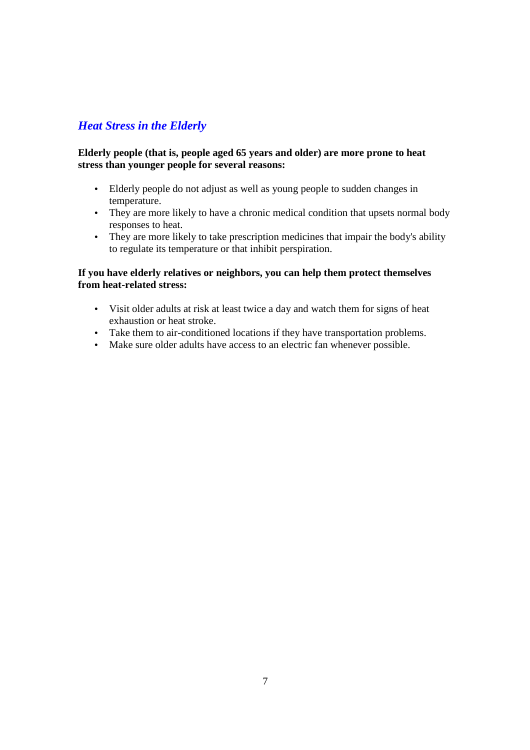## *Heat Stress in the Elderly*

**Elderly people (that is, people aged 65 years and older) are more prone to heat stress than younger people for several reasons:**

- Elderly people do not adjust as well as young people to sudden changes in temperature.
- They are more likely to have a chronic medical condition that upsets normal body responses to heat.
- They are more likely to take prescription medicines that impair the body's ability to regulate its temperature or that inhibit perspiration.

**If you have elderly relatives or neighbors, you can help them protect themselves from heat-related stress:**

- Visit older adults at risk at least twice a day and watch them for signs of heat exhaustion or heat stroke.
- Take them to air-conditioned locations if they have transportation problems.
- Make sure older adults have access to an electric fan whenever possible.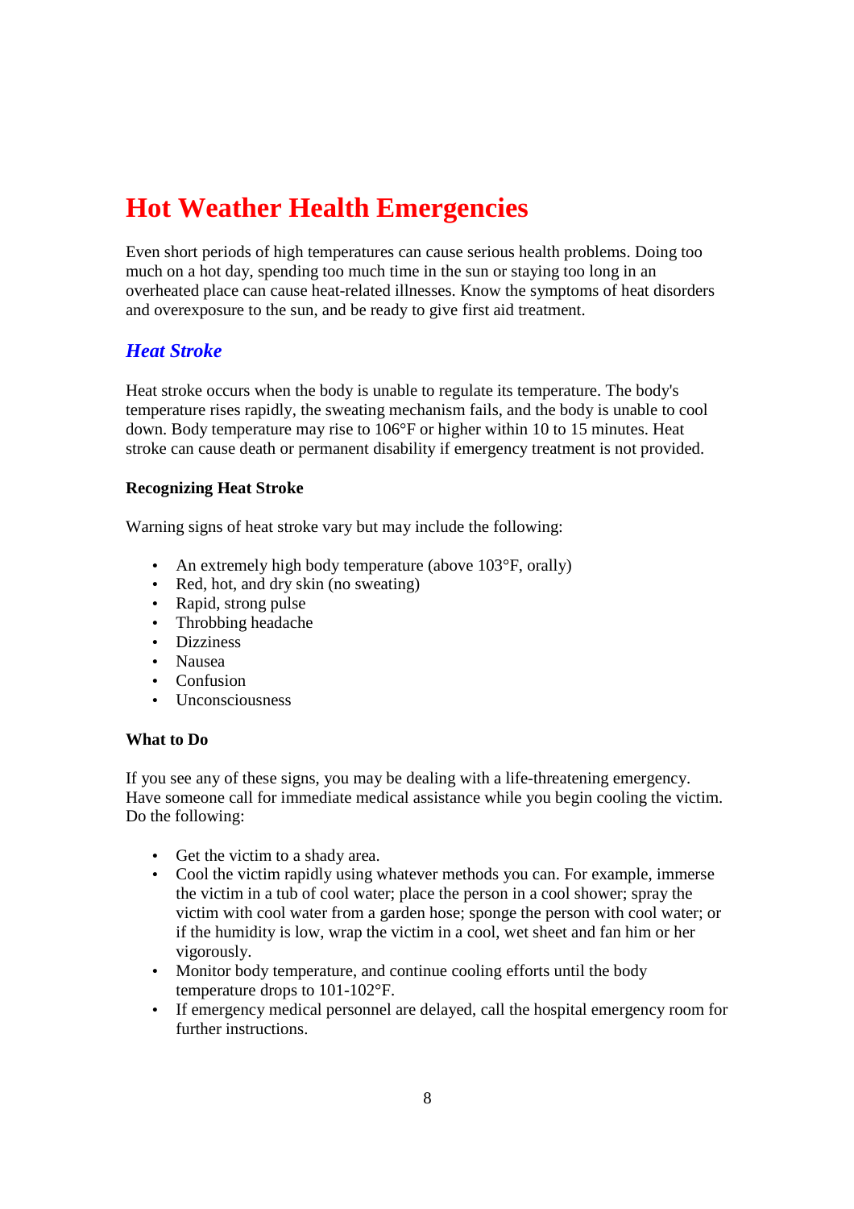# Hot Weather Health Emergencies

Even short periods of high temperatures can cause serious health problems. Doing too much on a hot day, spending too much time in the sun or staying too long in an overheated place can cause heat-related illnesses. Know the symptoms of heat disorders and overexposure to the sun, and be ready to give first aid treatment.

## *Heat Stroke*

Heat stroke occurs when the body is unable to regulate its temperature. The body's temperature rises rapidly, the sweating mechanism fails, and the body is unable to cool down. Body temperature may rise to 106°F or higher within 10 to 15 minutes. Heat stroke can cause death or permanent disability if emergency treatment is not provided.

**Recognizing Heat Stroke**

Warning signs of heat stroke vary but may include the following:

- An extremely high body temperature (above 103°F, orally)
- Red, hot, and dry skin (no sweating)
- Rapid, strong pulse
- Throbbing headache
- Dizziness
- Nausea
- Confusion
- Unconsciousness

**What to Do**

If you see any of these signs, you may be dealing with a life-threatening emergency. Have someone call for immediate medical assistance while you begin cooling the victim. Do the following:

- Get the victim to a shady area.
- Cool the victim rapidly using whatever methods you can. For example, immerse the victim in a tub of cool water; place the person in a cool shower; spray the victim with cool water from a garden hose; sponge the person with cool water; or if the humidity is low, wrap the victim in a cool, wet sheet and fan him or her vigorously.
- Monitor body temperature, and continue cooling efforts until the body temperature drops to 101-102°F.
- If emergency medical personnel are delayed, call the hospital emergency room for further instructions.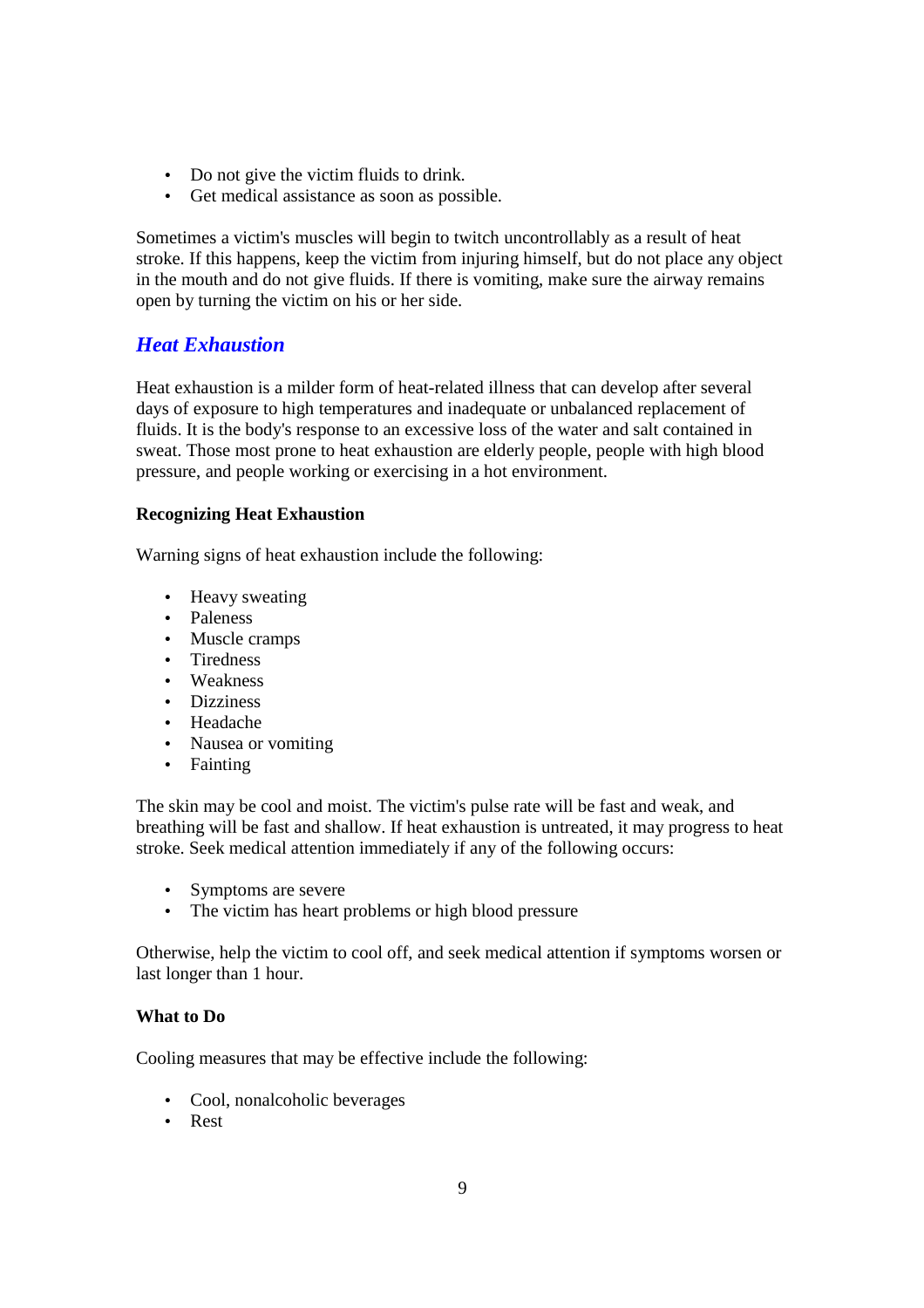- Do not give the victim fluids to drink.
- Get medical assistance as soon as possible.

Sometimes a victim's muscles will begin to twitch uncontrollably as a result of heat stroke. If this happens, keep the victim from injuring himself, but do not place any object in the mouth and do not give fluids. If there is vomiting, make sure the airway remains open by turning the victim on his or her side.

## *Heat Exhaustion*

Heat exhaustion is a milder form of heat-related illness that can develop after several days of exposure to high temperatures and inadequate or unbalanced replacement of fluids. It is the body's response to an excessive loss of the water and salt contained in sweat. Those most prone to heat exhaustion are elderly people, people with high blood pressure, and people working or exercising in a hot environment.

**Recognizing Heat Exhaustion**

Warning signs of heat exhaustion include the following:

- Heavy sweating
- Paleness
- Muscle cramps
- Tiredness
- Weakness
- Dizziness
- Headache
- Nausea or vomiting
- Fainting

The skin may be cool and moist. The victim's pulse rate will be fast and weak, and breathing will be fast and shallow. If heat exhaustion is untreated, it may progress to heat stroke. Seek medical attention immediately if any of the following occurs:

- Symptoms are severe
- The victim has heart problems or high blood pressure

Otherwise, help the victim to cool off, and seek medical attention if symptoms worsen or last longer than 1 hour.

**What to Do**

Cooling measures that may be effective include the following:

- Cool, nonalcoholic beverages
- Rest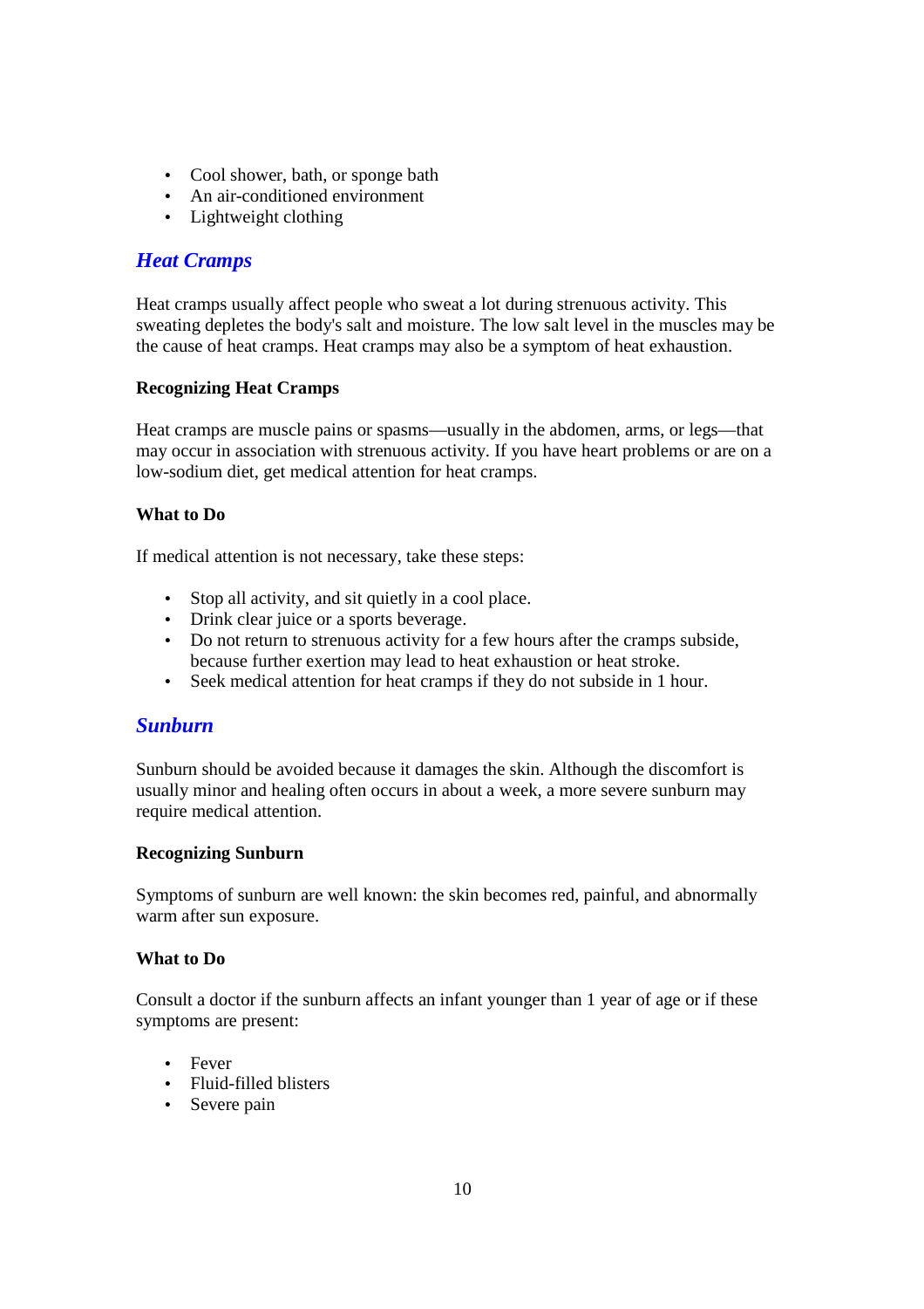- Cool shower, bath, or sponge bath
- An air-conditioned environment
- Lightweight clothing

## *Heat Cramps*

Heat cramps usually affect people who sweat a lot during strenuous activity. This sweating depletes the body's salt and moisture. The low salt level in the muscles may be the cause of heat cramps. Heat cramps may also be a symptom of heat exhaustion.

### Recognizing Heat Cramps

Heat cramps are muscle pains or spasms—usually in the abdomen, arms, or legs—that may occur in association with strenuous activity. If you have heart problems or are on a low-sodium diet, get medical attention for heat cramps.

### What to Do

If medical attention is not necessary, take these steps:

- Stop all activity, and sit quietly in a cool place.
- Drink clear juice or a sports beverage.
- Do not return to strenuous activity for a few hours after the cramps subside, because further exertion may lead to heat exhaustion or heat stroke.
- Seek medical attention for heat cramps if they do not subside in 1 hour.

## *Sunburn*

Sunburn should be avoided because it damages the skin. Although the discomfort is usually minor and healing often occurs in about a week, a more severe sunburn may require medical attention.

### Recognizing Sunburn

Symptoms of sunburn are well known: the skin becomes red, painful, and abnormally warm after sun exposure.

### What to Do

Consult a doctor if the sunburn affects an infant younger than 1 year of age or if these symptoms are present:

- Fever
- Fluid-filled blisters
- Severe pain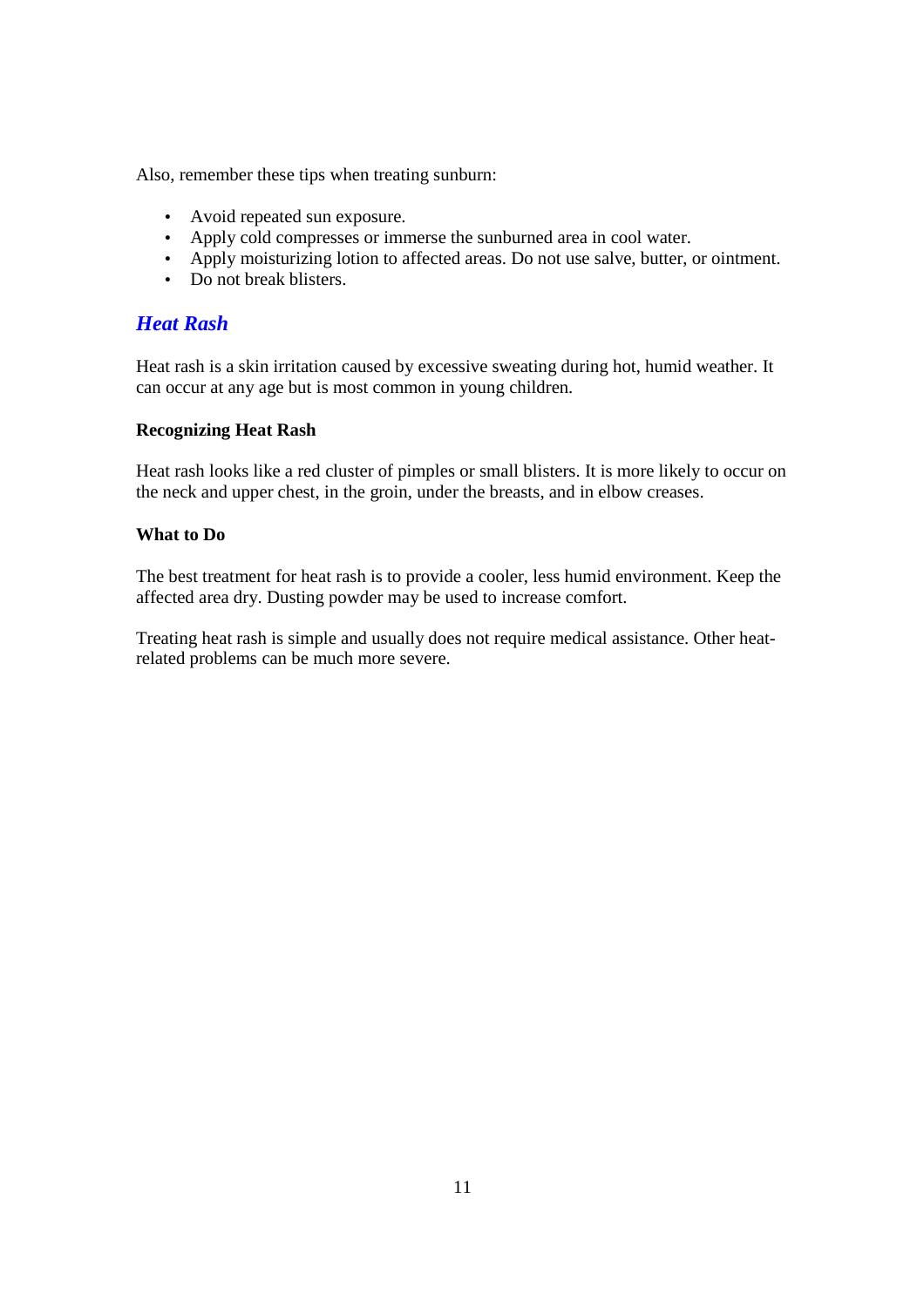Also, remember these tips when treating sunburn:

- Avoid repeated sun exposure.
- Apply cold compresses or immerse the sunburned area in cool water.
- Apply moisturizing lotion to affected areas. Do not use salve, butter, or ointment.
- Do not break blisters.

## *Heat Rash*

Heat rash is a skin irritation caused by excessive sweating during hot, humid weather. It can occur at any age but is most common in young children.

**Recognizing Heat Rash**

Heat rash looks like a red cluster of pimples or small blisters. It is more likely to occur on the neck and upper chest, in the groin, under the breasts, and in elbow creases.

**What to Do**

The best treatment for heat rash is to provide a cooler, less humid environment. Keep the affected area dry. Dusting powder may be used to increase comfort.

Treating heat rash is simple and usually does not require medical assistance. Other heat-related problems can be much more severe.